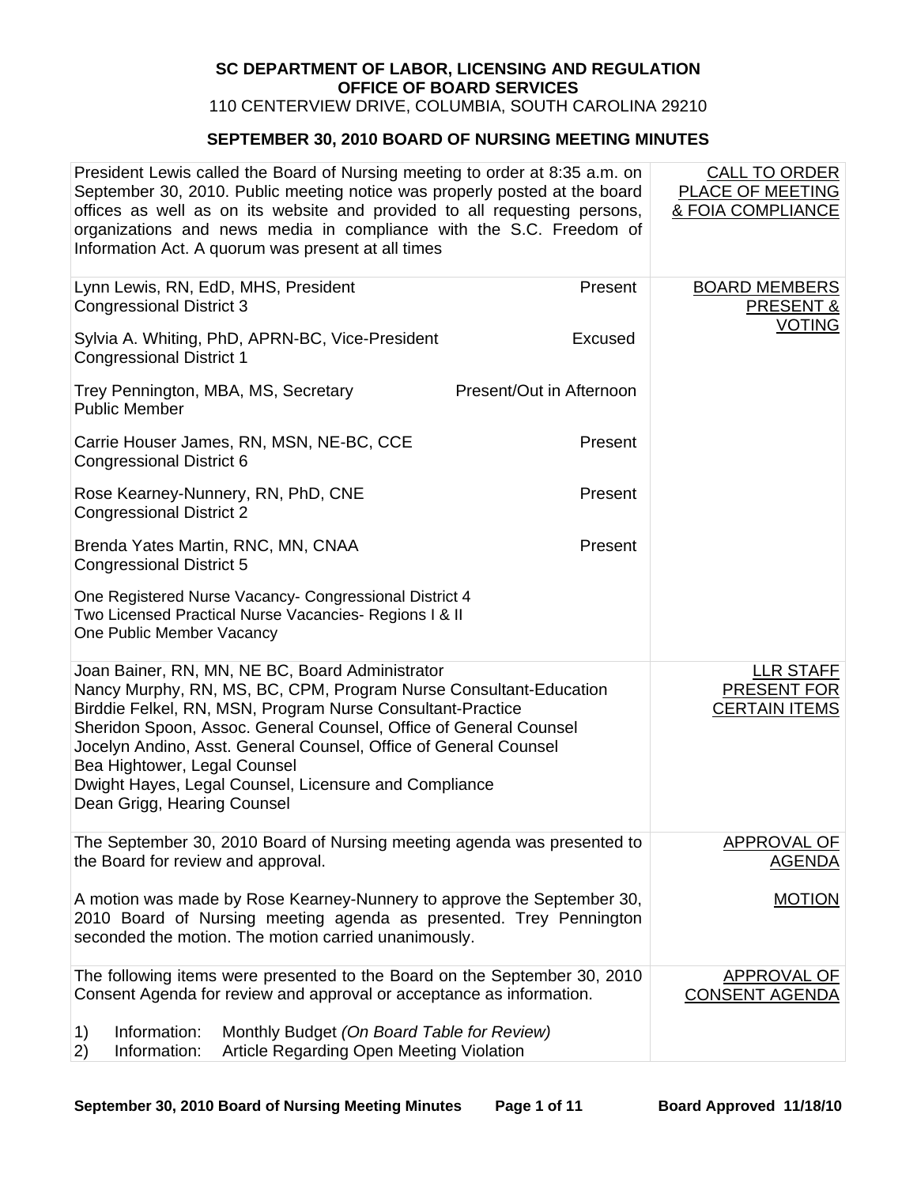**SC DEPARTMENT OF LABOR, LICENSING AND REGULATION**
**OFFICE OF BOARD SERVICES**
110 CENTERVIEW DRIVE, COLUMBIA, SOUTH CAROLINA 29210

## SEPTEMBER 30, 2010 BOARD OF NURSING MEETING MINUTES

| | |
|---|---|
| President Lewis called the Board of Nursing meeting to order at 8:35 a.m. on September 30, 2010. Public meeting notice was properly posted at the board offices as well as on its website and provided to all requesting persons, organizations and news media in compliance with the S.C. Freedom of Information Act. A quorum was present at all times | CALL TO ORDER PLACE OF MEETING & FOIA COMPLIANCE |
| Lynn Lewis, RN, EdD, MHS, President — Present<br>Congressional District 3<br><br>Sylvia A. Whiting, PhD, APRN-BC, Vice-President — Excused<br>Congressional District 1<br><br>Trey Pennington, MBA, MS, Secretary — Present/Out in Afternoon<br>Public Member<br><br>Carrie Houser James, RN, MSN, NE-BC, CCE — Present<br>Congressional District 6<br><br>Rose Kearney-Nunnery, RN, PhD, CNE — Present<br>Congressional District 2<br><br>Brenda Yates Martin, RNC, MN, CNAA — Present<br>Congressional District 5<br><br>One Registered Nurse Vacancy- Congressional District 4<br>Two Licensed Practical Nurse Vacancies- Regions I & II<br>One Public Member Vacancy | BOARD MEMBERS PRESENT & VOTING |
| Joan Bainer, RN, MN, NE BC, Board Administrator<br>Nancy Murphy, RN, MS, BC, CPM, Program Nurse Consultant-Education<br>Birddie Felkel, RN, MSN, Program Nurse Consultant-Practice<br>Sheridon Spoon, Assoc. General Counsel, Office of General Counsel<br>Jocelyn Andino, Asst. General Counsel, Office of General Counsel<br>Bea Hightower, Legal Counsel<br>Dwight Hayes, Legal Counsel, Licensure and Compliance<br>Dean Grigg, Hearing Counsel | LLR STAFF PRESENT FOR CERTAIN ITEMS |
| The September 30, 2010 Board of Nursing meeting agenda was presented to the Board for review and approval. | APPROVAL OF AGENDA |
| A motion was made by Rose Kearney-Nunnery to approve the September 30, 2010 Board of Nursing meeting agenda as presented. Trey Pennington seconded the motion. The motion carried unanimously. | MOTION |
| The following items were presented to the Board on the September 30, 2010 Consent Agenda for review and approval or acceptance as information.<br><br>1) Information: Monthly Budget *(On Board Table for Review)*<br>2) Information: Article Regarding Open Meeting Violation | APPROVAL OF CONSENT AGENDA |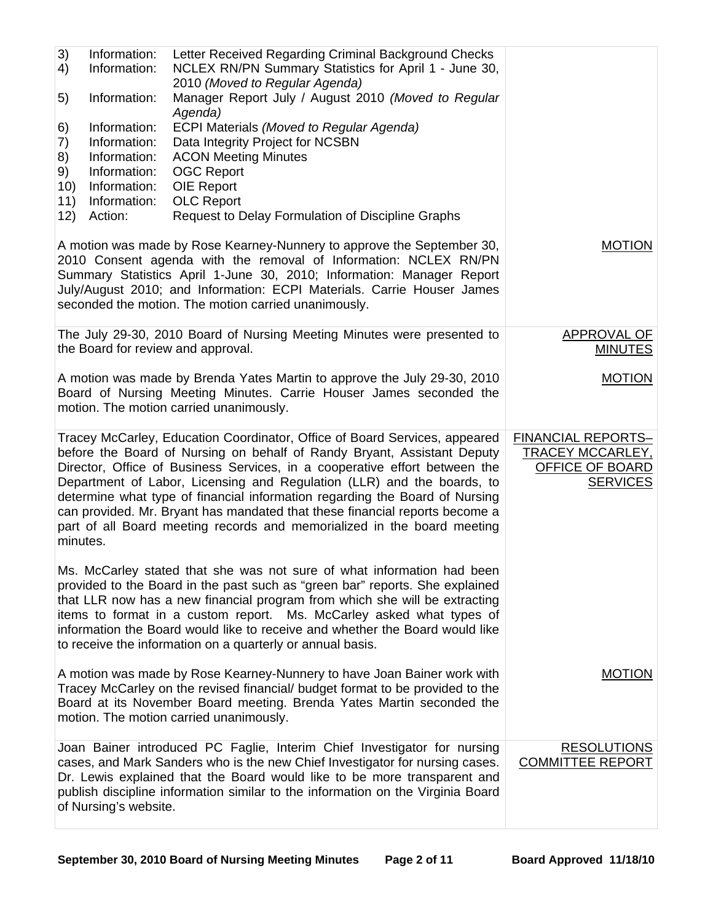| | |
|---|---|
| 3) Information: Letter Received Regarding Criminal Background Checks<br>4) Information: NCLEX RN/PN Summary Statistics for April 1 - June 30, 2010 *(Moved to Regular Agenda)*<br>5) Information: Manager Report July / August 2010 *(Moved to Regular Agenda)*<br>6) Information: ECPI Materials *(Moved to Regular Agenda)*<br>7) Information: Data Integrity Project for NCSBN<br>8) Information: ACON Meeting Minutes<br>9) Information: OGC Report<br>10) Information: OIE Report<br>11) Information: OLC Report<br>12) Action: Request to Delay Formulation of Discipline Graphs | |
| A motion was made by Rose Kearney-Nunnery to approve the September 30, 2010 Consent agenda with the removal of Information: NCLEX RN/PN Summary Statistics April 1-June 30, 2010; Information: Manager Report July/August 2010; and Information: ECPI Materials. Carrie Houser James seconded the motion. The motion carried unanimously. | MOTION |
| The July 29-30, 2010 Board of Nursing Meeting Minutes were presented to the Board for review and approval. | APPROVAL OF MINUTES |
| A motion was made by Brenda Yates Martin to approve the July 29-30, 2010 Board of Nursing Meeting Minutes. Carrie Houser James seconded the motion. The motion carried unanimously. | MOTION |
| Tracey McCarley, Education Coordinator, Office of Board Services, appeared before the Board of Nursing on behalf of Randy Bryant, Assistant Deputy Director, Office of Business Services, in a cooperative effort between the Department of Labor, Licensing and Regulation (LLR) and the boards, to determine what type of financial information regarding the Board of Nursing can provided. Mr. Bryant has mandated that these financial reports become a part of all Board meeting records and memorialized in the board meeting minutes. | FINANCIAL REPORTS– TRACEY MCCARLEY, OFFICE OF BOARD SERVICES |
| Ms. McCarley stated that she was not sure of what information had been provided to the Board in the past such as "green bar" reports. She explained that LLR now has a new financial program from which she will be extracting items to format in a custom report. Ms. McCarley asked what types of information the Board would like to receive and whether the Board would like to receive the information on a quarterly or annual basis. | |
| A motion was made by Rose Kearney-Nunnery to have Joan Bainer work with Tracey McCarley on the revised financial/ budget format to be provided to the Board at its November Board meeting. Brenda Yates Martin seconded the motion. The motion carried unanimously. | MOTION |
| Joan Bainer introduced PC Faglie, Interim Chief Investigator for nursing cases, and Mark Sanders who is the new Chief Investigator for nursing cases. Dr. Lewis explained that the Board would like to be more transparent and publish discipline information similar to the information on the Virginia Board of Nursing's website. | RESOLUTIONS COMMITTEE REPORT |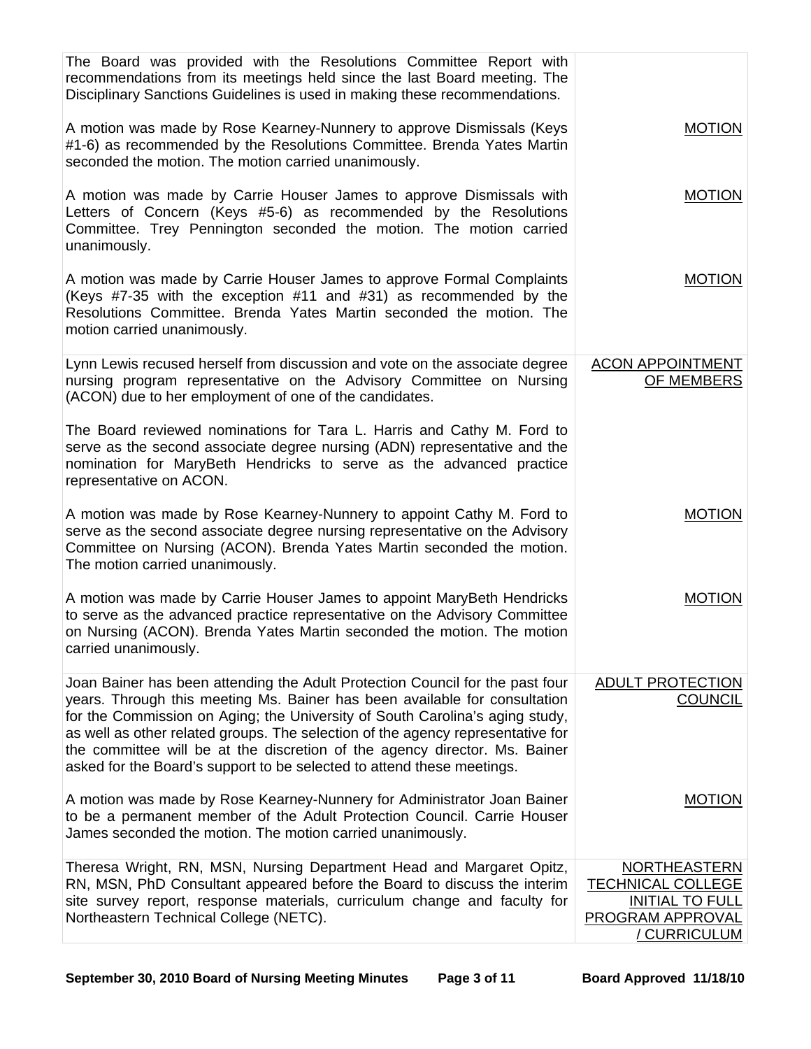| | |
|---|---|
| The Board was provided with the Resolutions Committee Report with recommendations from its meetings held since the last Board meeting. The Disciplinary Sanctions Guidelines is used in making these recommendations. | |
| A motion was made by Rose Kearney-Nunnery to approve Dismissals (Keys #1-6) as recommended by the Resolutions Committee. Brenda Yates Martin seconded the motion. The motion carried unanimously. | MOTION |
| A motion was made by Carrie Houser James to approve Dismissals with Letters of Concern (Keys #5-6) as recommended by the Resolutions Committee. Trey Pennington seconded the motion. The motion carried unanimously. | MOTION |
| A motion was made by Carrie Houser James to approve Formal Complaints (Keys #7-35 with the exception #11 and #31) as recommended by the Resolutions Committee. Brenda Yates Martin seconded the motion. The motion carried unanimously. | MOTION |
| Lynn Lewis recused herself from discussion and vote on the associate degree nursing program representative on the Advisory Committee on Nursing (ACON) due to her employment of one of the candidates. | ACON APPOINTMENT OF MEMBERS |
| The Board reviewed nominations for Tara L. Harris and Cathy M. Ford to serve as the second associate degree nursing (ADN) representative and the nomination for MaryBeth Hendricks to serve as the advanced practice representative on ACON. | |
| A motion was made by Rose Kearney-Nunnery to appoint Cathy M. Ford to serve as the second associate degree nursing representative on the Advisory Committee on Nursing (ACON). Brenda Yates Martin seconded the motion. The motion carried unanimously. | MOTION |
| A motion was made by Carrie Houser James to appoint MaryBeth Hendricks to serve as the advanced practice representative on the Advisory Committee on Nursing (ACON). Brenda Yates Martin seconded the motion. The motion carried unanimously. | MOTION |
| Joan Bainer has been attending the Adult Protection Council for the past four years. Through this meeting Ms. Bainer has been available for consultation for the Commission on Aging; the University of South Carolina's aging study, as well as other related groups. The selection of the agency representative for the committee will be at the discretion of the agency director. Ms. Bainer asked for the Board's support to be selected to attend these meetings. | ADULT PROTECTION COUNCIL |
| A motion was made by Rose Kearney-Nunnery for Administrator Joan Bainer to be a permanent member of the Adult Protection Council. Carrie Houser James seconded the motion. The motion carried unanimously. | MOTION |
| Theresa Wright, RN, MSN, Nursing Department Head and Margaret Opitz, RN, MSN, PhD Consultant appeared before the Board to discuss the interim site survey report, response materials, curriculum change and faculty for Northeastern Technical College (NETC). | NORTHEASTERN TECHNICAL COLLEGE INITIAL TO FULL PROGRAM APPROVAL / CURRICULUM |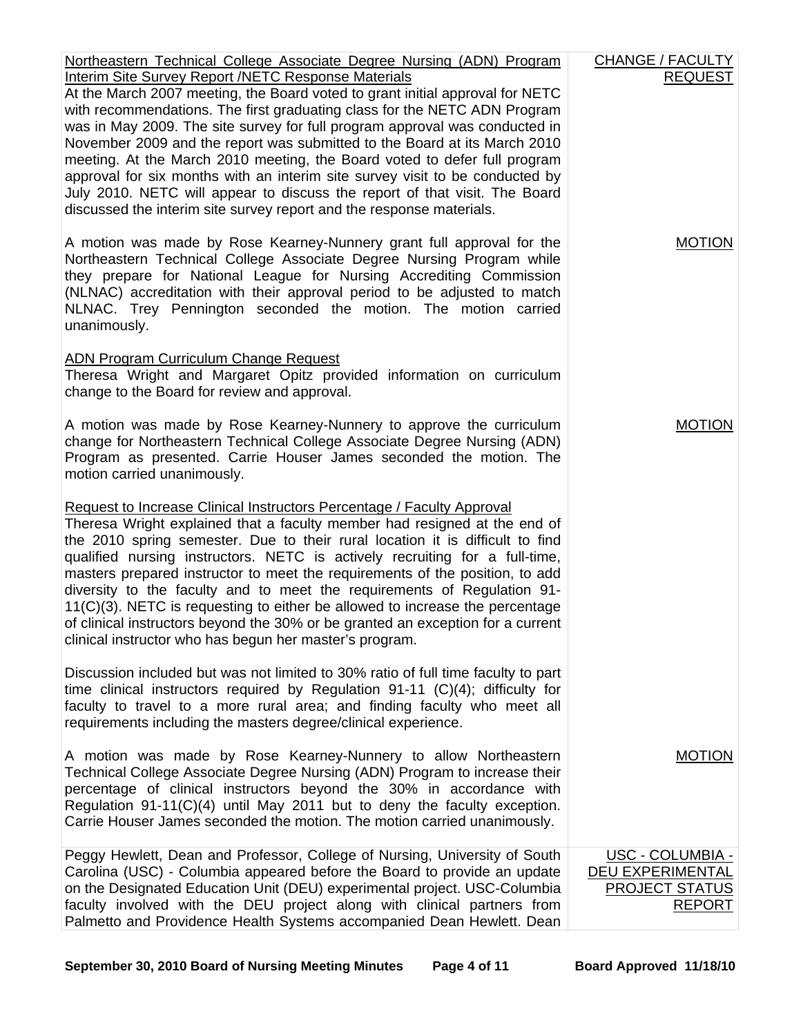| | |
|---|---|
| <u>Northeastern Technical College Associate Degree Nursing (ADN) Program Interim Site Survey Report /NETC Response Materials</u><br>At the March 2007 meeting, the Board voted to grant initial approval for NETC with recommendations. The first graduating class for the NETC ADN Program was in May 2009. The site survey for full program approval was conducted in November 2009 and the report was submitted to the Board at its March 2010 meeting. At the March 2010 meeting, the Board voted to defer full program approval for six months with an interim site survey visit to be conducted by July 2010. NETC will appear to discuss the report of that visit. The Board discussed the interim site survey report and the response materials. | <u>CHANGE / FACULTY REQUEST</u> |
| A motion was made by Rose Kearney-Nunnery grant full approval for the Northeastern Technical College Associate Degree Nursing Program while they prepare for National League for Nursing Accrediting Commission (NLNAC) accreditation with their approval period to be adjusted to match NLNAC. Trey Pennington seconded the motion. The motion carried unanimously. | <u>MOTION</u> |
| <u>ADN Program Curriculum Change Request</u><br>Theresa Wright and Margaret Opitz provided information on curriculum change to the Board for review and approval. | |
| A motion was made by Rose Kearney-Nunnery to approve the curriculum change for Northeastern Technical College Associate Degree Nursing (ADN) Program as presented. Carrie Houser James seconded the motion. The motion carried unanimously. | <u>MOTION</u> |
| <u>Request to Increase Clinical Instructors Percentage / Faculty Approval</u><br>Theresa Wright explained that a faculty member had resigned at the end of the 2010 spring semester. Due to their rural location it is difficult to find qualified nursing instructors. NETC is actively recruiting for a full-time, masters prepared instructor to meet the requirements of the position, to add diversity to the faculty and to meet the requirements of Regulation 91-11(C)(3). NETC is requesting to either be allowed to increase the percentage of clinical instructors beyond the 30% or be granted an exception for a current clinical instructor who has begun her master's program. | |
| Discussion included but was not limited to 30% ratio of full time faculty to part time clinical instructors required by Regulation 91-11 (C)(4); difficulty for faculty to travel to a more rural area; and finding faculty who meet all requirements including the masters degree/clinical experience. | |
| A motion was made by Rose Kearney-Nunnery to allow Northeastern Technical College Associate Degree Nursing (ADN) Program to increase their percentage of clinical instructors beyond the 30% in accordance with Regulation 91-11(C)(4) until May 2011 but to deny the faculty exception. Carrie Houser James seconded the motion. The motion carried unanimously. | <u>MOTION</u> |
| Peggy Hewlett, Dean and Professor, College of Nursing, University of South Carolina (USC) - Columbia appeared before the Board to provide an update on the Designated Education Unit (DEU) experimental project. USC-Columbia faculty involved with the DEU project along with clinical partners from Palmetto and Providence Health Systems accompanied Dean Hewlett. Dean | <u>USC - COLUMBIA - DEU EXPERIMENTAL PROJECT STATUS REPORT</u> |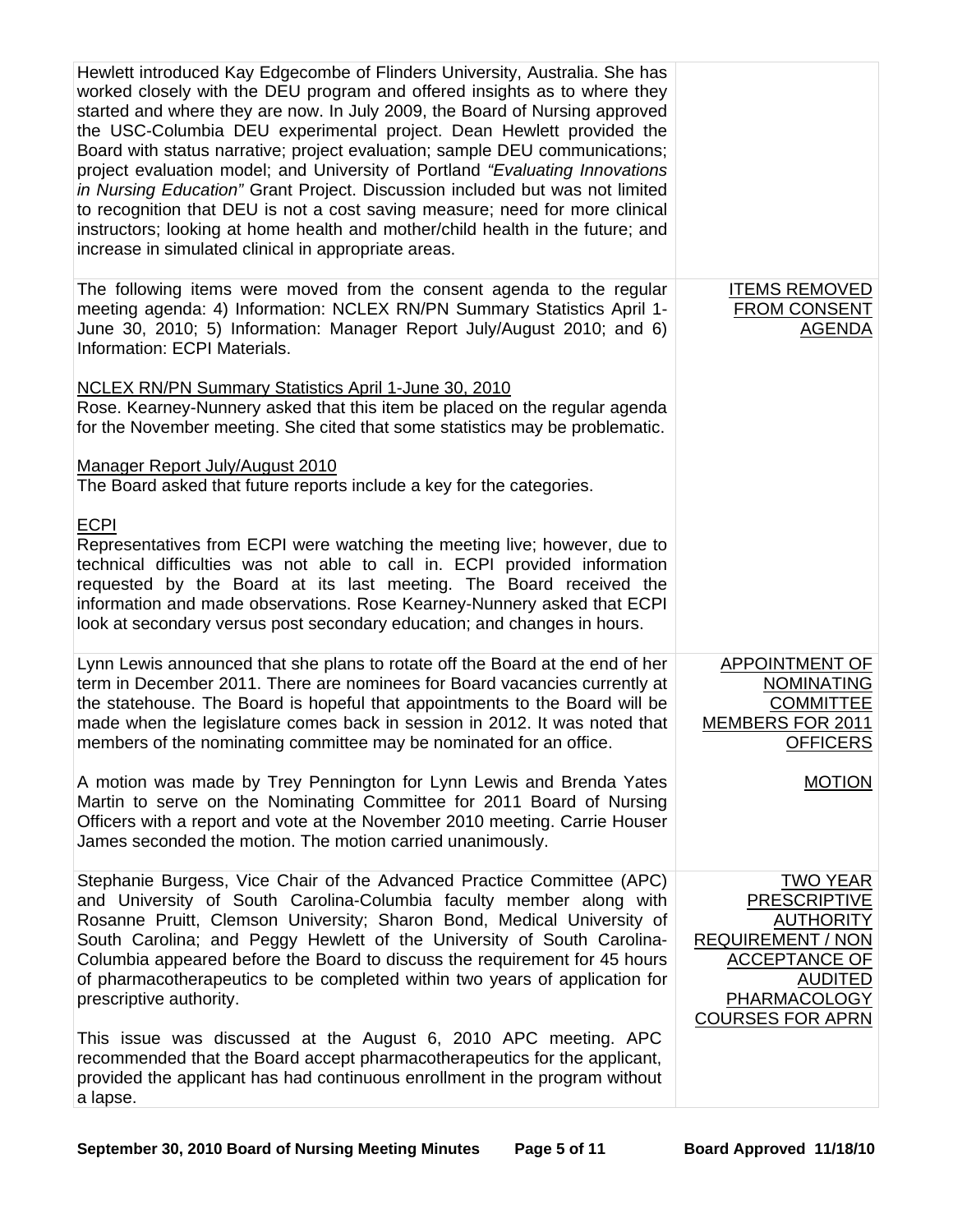| | |
|---|---|
| Hewlett introduced Kay Edgecombe of Flinders University, Australia. She has worked closely with the DEU program and offered insights as to where they started and where they are now. In July 2009, the Board of Nursing approved the USC-Columbia DEU experimental project. Dean Hewlett provided the Board with status narrative; project evaluation; sample DEU communications; project evaluation model; and University of Portland *"Evaluating Innovations in Nursing Education"* Grant Project. Discussion included but was not limited to recognition that DEU is not a cost saving measure; need for more clinical instructors; looking at home health and mother/child health in the future; and increase in simulated clinical in appropriate areas. | |
| The following items were moved from the consent agenda to the regular meeting agenda: 4) Information: NCLEX RN/PN Summary Statistics April 1-June 30, 2010; 5) Information: Manager Report July/August 2010; and 6) Information: ECPI Materials.<br><br><u>NCLEX RN/PN Summary Statistics April 1-June 30, 2010</u><br>Rose. Kearney-Nunnery asked that this item be placed on the regular agenda for the November meeting. She cited that some statistics may be problematic.<br><br><u>Manager Report July/August 2010</u><br>The Board asked that future reports include a key for the categories.<br><br><u>ECPI</u><br>Representatives from ECPI were watching the meeting live; however, due to technical difficulties was not able to call in. ECPI provided information requested by the Board at its last meeting. The Board received the information and made observations. Rose Kearney-Nunnery asked that ECPI look at secondary versus post secondary education; and changes in hours. | <u>ITEMS REMOVED FROM CONSENT AGENDA</u> |
| Lynn Lewis announced that she plans to rotate off the Board at the end of her term in December 2011. There are nominees for Board vacancies currently at the statehouse. The Board is hopeful that appointments to the Board will be made when the legislature comes back in session in 2012. It was noted that members of the nominating committee may be nominated for an office.<br><br>A motion was made by Trey Pennington for Lynn Lewis and Brenda Yates Martin to serve on the Nominating Committee for 2011 Board of Nursing Officers with a report and vote at the November 2010 meeting. Carrie Houser James seconded the motion. The motion carried unanimously. | <u>APPOINTMENT OF NOMINATING COMMITTEE MEMBERS FOR 2011 OFFICERS</u><br><br><u>MOTION</u> |
| Stephanie Burgess, Vice Chair of the Advanced Practice Committee (APC) and University of South Carolina-Columbia faculty member along with Rosanne Pruitt, Clemson University; Sharon Bond, Medical University of South Carolina; and Peggy Hewlett of the University of South Carolina-Columbia appeared before the Board to discuss the requirement for 45 hours of pharmacotherapeutics to be completed within two years of application for prescriptive authority.<br><br>This issue was discussed at the August 6, 2010 APC meeting. APC recommended that the Board accept pharmacotherapeutics for the applicant, provided the applicant has had continuous enrollment in the program without a lapse. | <u>TWO YEAR PRESCRIPTIVE AUTHORITY REQUIREMENT / NON ACCEPTANCE OF AUDITED PHARMACOLOGY COURSES FOR APRN</u> |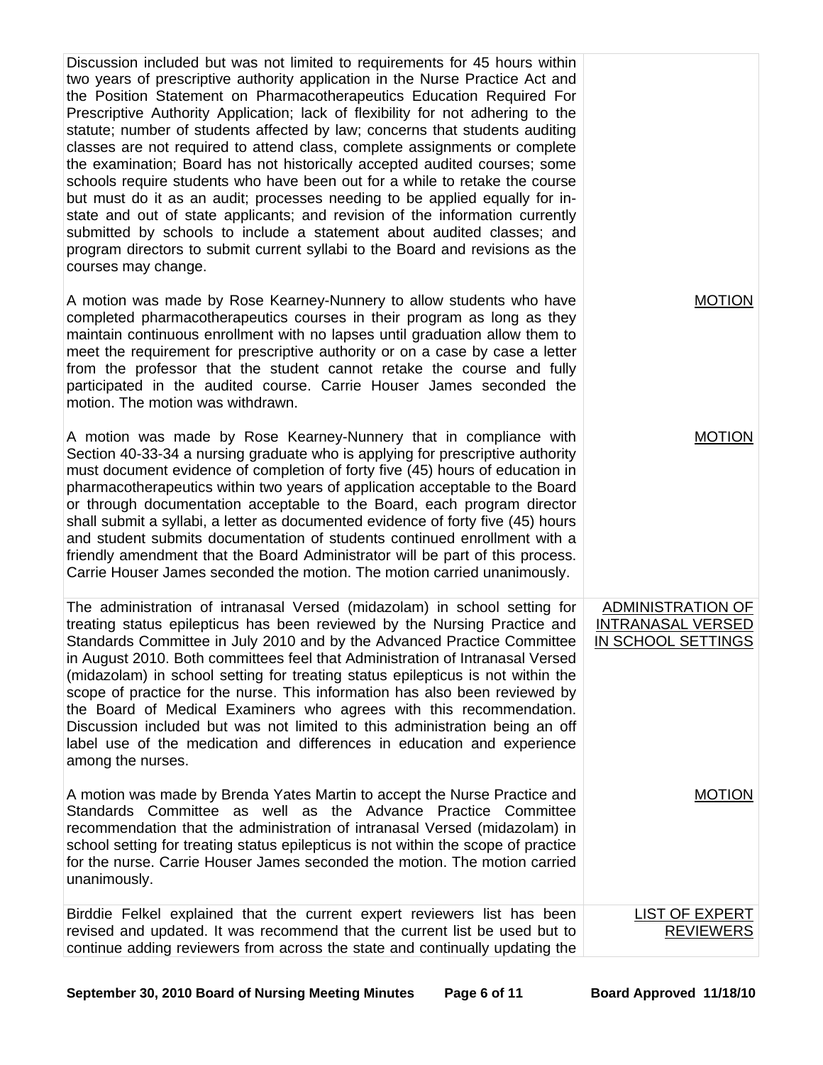| | |
|---|---|
| Discussion included but was not limited to requirements for 45 hours within two years of prescriptive authority application in the Nurse Practice Act and the Position Statement on Pharmacotherapeutics Education Required For Prescriptive Authority Application; lack of flexibility for not adhering to the statute; number of students affected by law; concerns that students auditing classes are not required to attend class, complete assignments or complete the examination; Board has not historically accepted audited courses; some schools require students who have been out for a while to retake the course but must do it as an audit; processes needing to be applied equally for in-state and out of state applicants; and revision of the information currently submitted by schools to include a statement about audited classes; and program directors to submit current syllabi to the Board and revisions as the courses may change. | |
| A motion was made by Rose Kearney-Nunnery to allow students who have completed pharmacotherapeutics courses in their program as long as they maintain continuous enrollment with no lapses until graduation allow them to meet the requirement for prescriptive authority or on a case by case a letter from the professor that the student cannot retake the course and fully participated in the audited course. Carrie Houser James seconded the motion. The motion was withdrawn. | MOTION |
| A motion was made by Rose Kearney-Nunnery that in compliance with Section 40-33-34 a nursing graduate who is applying for prescriptive authority must document evidence of completion of forty five (45) hours of education in pharmacotherapeutics within two years of application acceptable to the Board or through documentation acceptable to the Board, each program director shall submit a syllabi, a letter as documented evidence of forty five (45) hours and student submits documentation of students continued enrollment with a friendly amendment that the Board Administrator will be part of this process. Carrie Houser James seconded the motion. The motion carried unanimously. | MOTION |
| The administration of intranasal Versed (midazolam) in school setting for treating status epilepticus has been reviewed by the Nursing Practice and Standards Committee in July 2010 and by the Advanced Practice Committee in August 2010. Both committees feel that Administration of Intranasal Versed (midazolam) in school setting for treating status epilepticus is not within the scope of practice for the nurse. This information has also been reviewed by the Board of Medical Examiners who agrees with this recommendation. Discussion included but was not limited to this administration being an off label use of the medication and differences in education and experience among the nurses. | ADMINISTRATION OF INTRANASAL VERSED IN SCHOOL SETTINGS |
| A motion was made by Brenda Yates Martin to accept the Nurse Practice and Standards Committee as well as the Advance Practice Committee recommendation that the administration of intranasal Versed (midazolam) in school setting for treating status epilepticus is not within the scope of practice for the nurse. Carrie Houser James seconded the motion. The motion carried unanimously. | MOTION |
| Birddie Felkel explained that the current expert reviewers list has been revised and updated. It was recommend that the current list be used but to continue adding reviewers from across the state and continually updating the | LIST OF EXPERT REVIEWERS |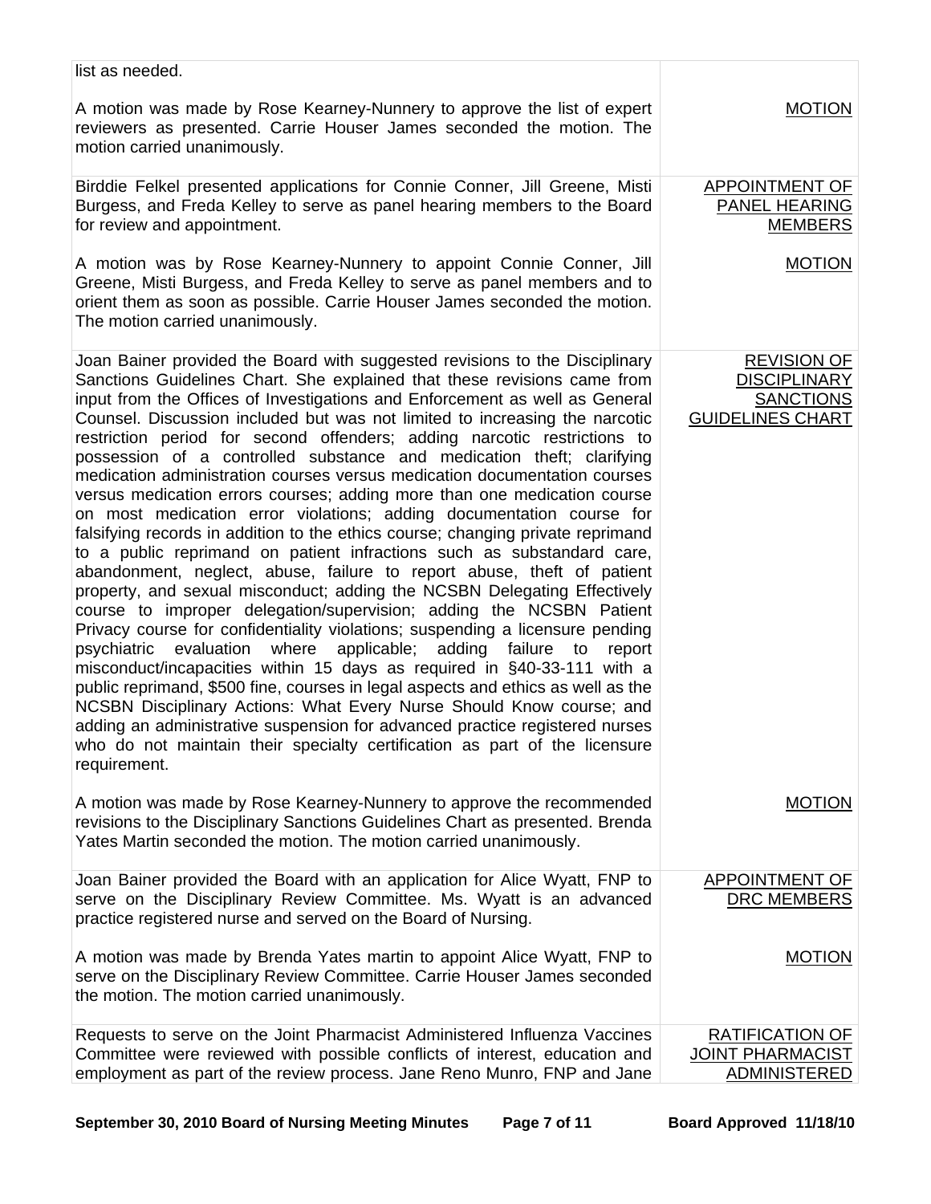| | |
|---|---|
| list as needed.<br><br>A motion was made by Rose Kearney-Nunnery to approve the list of expert reviewers as presented. Carrie Houser James seconded the motion. The motion carried unanimously. | <br><br>MOTION |
| Birddie Felkel presented applications for Connie Conner, Jill Greene, Misti Burgess, and Freda Kelley to serve as panel hearing members to the Board for review and appointment.<br><br>A motion was by Rose Kearney-Nunnery to appoint Connie Conner, Jill Greene, Misti Burgess, and Freda Kelley to serve as panel members and to orient them as soon as possible. Carrie Houser James seconded the motion. The motion carried unanimously. | APPOINTMENT OF PANEL HEARING MEMBERS<br><br>MOTION |
| Joan Bainer provided the Board with suggested revisions to the Disciplinary Sanctions Guidelines Chart. She explained that these revisions came from input from the Offices of Investigations and Enforcement as well as General Counsel. Discussion included but was not limited to increasing the narcotic restriction period for second offenders; adding narcotic restrictions to possession of a controlled substance and medication theft; clarifying medication administration courses versus medication documentation courses versus medication errors courses; adding more than one medication course on most medication error violations; adding documentation course for falsifying records in addition to the ethics course; changing private reprimand to a public reprimand on patient infractions such as substandard care, abandonment, neglect, abuse, failure to report abuse, theft of patient property, and sexual misconduct; adding the NCSBN Delegating Effectively course to improper delegation/supervision; adding the NCSBN Patient Privacy course for confidentiality violations; suspending a licensure pending psychiatric evaluation where applicable; adding failure to report misconduct/incapacities within 15 days as required in §40-33-111 with a public reprimand, $500 fine, courses in legal aspects and ethics as well as the NCSBN Disciplinary Actions: What Every Nurse Should Know course; and adding an administrative suspension for advanced practice registered nurses who do not maintain their specialty certification as part of the licensure requirement.<br><br>A motion was made by Rose Kearney-Nunnery to approve the recommended revisions to the Disciplinary Sanctions Guidelines Chart as presented. Brenda Yates Martin seconded the motion. The motion carried unanimously. | REVISION OF DISCIPLINARY SANCTIONS GUIDELINES CHART<br><br>MOTION |
| Joan Bainer provided the Board with an application for Alice Wyatt, FNP to serve on the Disciplinary Review Committee. Ms. Wyatt is an advanced practice registered nurse and served on the Board of Nursing.<br><br>A motion was made by Brenda Yates martin to appoint Alice Wyatt, FNP to serve on the Disciplinary Review Committee. Carrie Houser James seconded the motion. The motion carried unanimously. | APPOINTMENT OF DRC MEMBERS<br><br>MOTION |
| Requests to serve on the Joint Pharmacist Administered Influenza Vaccines Committee were reviewed with possible conflicts of interest, education and employment as part of the review process. Jane Reno Munro, FNP and Jane | RATIFICATION OF JOINT PHARMACIST ADMINISTERED |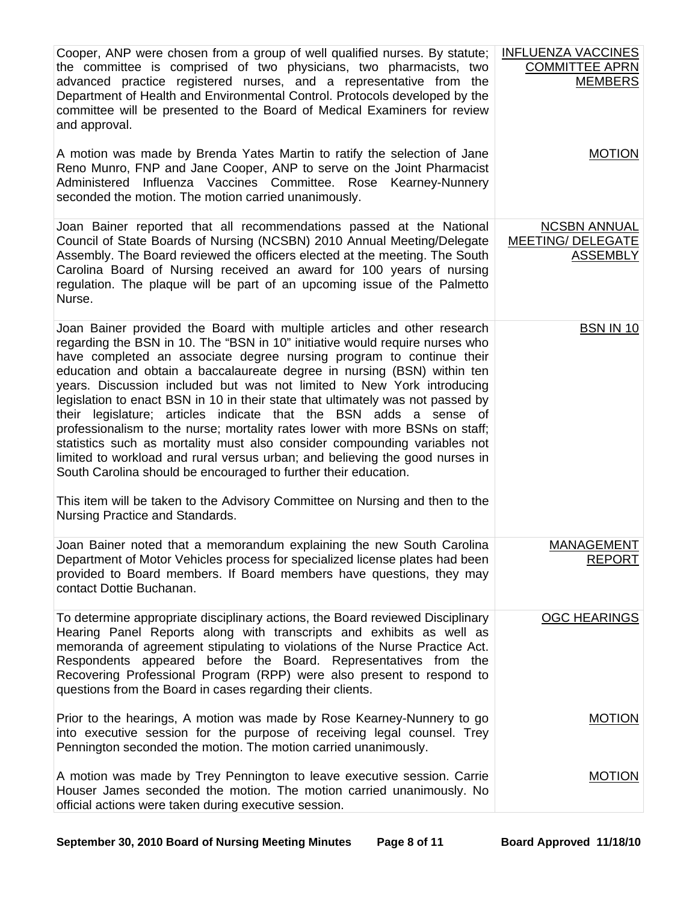| | |
|---|---|
| Cooper, ANP were chosen from a group of well qualified nurses. By statute; the committee is comprised of two physicians, two pharmacists, two advanced practice registered nurses, and a representative from the Department of Health and Environmental Control. Protocols developed by the committee will be presented to the Board of Medical Examiners for review and approval. | INFLUENZA VACCINES COMMITTEE APRN MEMBERS |
| A motion was made by Brenda Yates Martin to ratify the selection of Jane Reno Munro, FNP and Jane Cooper, ANP to serve on the Joint Pharmacist Administered Influenza Vaccines Committee. Rose Kearney-Nunnery seconded the motion. The motion carried unanimously. | MOTION |
| Joan Bainer reported that all recommendations passed at the National Council of State Boards of Nursing (NCSBN) 2010 Annual Meeting/Delegate Assembly. The Board reviewed the officers elected at the meeting. The South Carolina Board of Nursing received an award for 100 years of nursing regulation. The plaque will be part of an upcoming issue of the Palmetto Nurse. | NCSBN ANNUAL MEETING/ DELEGATE ASSEMBLY |
| Joan Bainer provided the Board with multiple articles and other research regarding the BSN in 10. The "BSN in 10" initiative would require nurses who have completed an associate degree nursing program to continue their education and obtain a baccalaureate degree in nursing (BSN) within ten years. Discussion included but was not limited to New York introducing legislation to enact BSN in 10 in their state that ultimately was not passed by their legislature; articles indicate that the BSN adds a sense of professionalism to the nurse; mortality rates lower with more BSNs on staff; statistics such as mortality must also consider compounding variables not limited to workload and rural versus urban; and believing the good nurses in South Carolina should be encouraged to further their education.<br><br>This item will be taken to the Advisory Committee on Nursing and then to the Nursing Practice and Standards. | BSN IN 10 |
| Joan Bainer noted that a memorandum explaining the new South Carolina Department of Motor Vehicles process for specialized license plates had been provided to Board members. If Board members have questions, they may contact Dottie Buchanan. | MANAGEMENT REPORT |
| To determine appropriate disciplinary actions, the Board reviewed Disciplinary Hearing Panel Reports along with transcripts and exhibits as well as memoranda of agreement stipulating to violations of the Nurse Practice Act. Respondents appeared before the Board. Representatives from the Recovering Professional Program (RPP) were also present to respond to questions from the Board in cases regarding their clients. | OGC HEARINGS |
| Prior to the hearings, A motion was made by Rose Kearney-Nunnery to go into executive session for the purpose of receiving legal counsel. Trey Pennington seconded the motion. The motion carried unanimously. | MOTION |
| A motion was made by Trey Pennington to leave executive session. Carrie Houser James seconded the motion. The motion carried unanimously. No official actions were taken during executive session. | MOTION |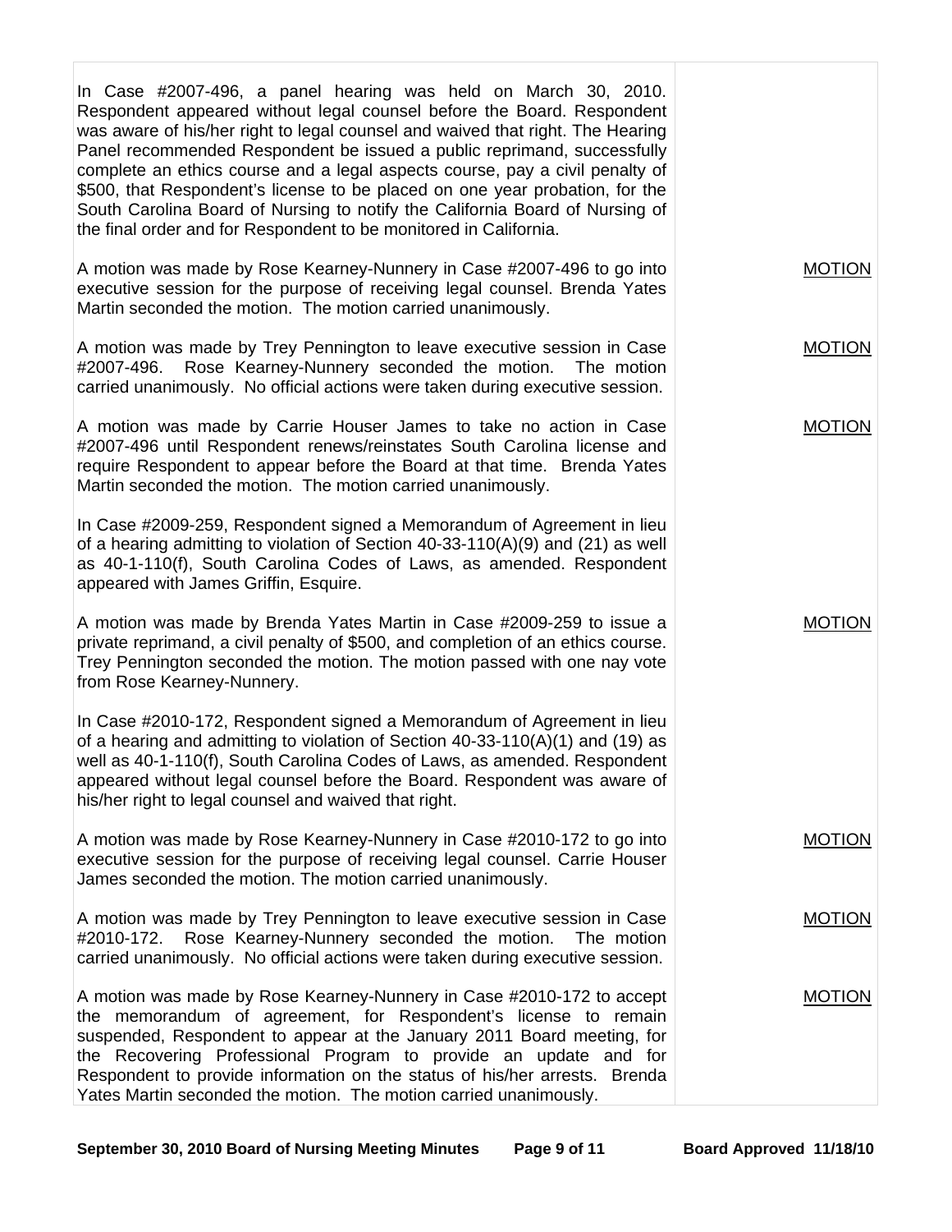| | |
|---|---|
| In Case #2007-496, a panel hearing was held on March 30, 2010. Respondent appeared without legal counsel before the Board. Respondent was aware of his/her right to legal counsel and waived that right. The Hearing Panel recommended Respondent be issued a public reprimand, successfully complete an ethics course and a legal aspects course, pay a civil penalty of $500, that Respondent's license to be placed on one year probation, for the South Carolina Board of Nursing to notify the California Board of Nursing of the final order and for Respondent to be monitored in California. | |
| A motion was made by Rose Kearney-Nunnery in Case #2007-496 to go into executive session for the purpose of receiving legal counsel. Brenda Yates Martin seconded the motion. The motion carried unanimously. | <u>MOTION</u> |
| A motion was made by Trey Pennington to leave executive session in Case #2007-496. Rose Kearney-Nunnery seconded the motion. The motion carried unanimously. No official actions were taken during executive session. | <u>MOTION</u> |
| A motion was made by Carrie Houser James to take no action in Case #2007-496 until Respondent renews/reinstates South Carolina license and require Respondent to appear before the Board at that time. Brenda Yates Martin seconded the motion. The motion carried unanimously. | <u>MOTION</u> |
| In Case #2009-259, Respondent signed a Memorandum of Agreement in lieu of a hearing admitting to violation of Section 40-33-110(A)(9) and (21) as well as 40-1-110(f), South Carolina Codes of Laws, as amended. Respondent appeared with James Griffin, Esquire. | |
| A motion was made by Brenda Yates Martin in Case #2009-259 to issue a private reprimand, a civil penalty of $500, and completion of an ethics course. Trey Pennington seconded the motion. The motion passed with one nay vote from Rose Kearney-Nunnery. | <u>MOTION</u> |
| In Case #2010-172, Respondent signed a Memorandum of Agreement in lieu of a hearing and admitting to violation of Section 40-33-110(A)(1) and (19) as well as 40-1-110(f), South Carolina Codes of Laws, as amended. Respondent appeared without legal counsel before the Board. Respondent was aware of his/her right to legal counsel and waived that right. | |
| A motion was made by Rose Kearney-Nunnery in Case #2010-172 to go into executive session for the purpose of receiving legal counsel. Carrie Houser James seconded the motion. The motion carried unanimously. | <u>MOTION</u> |
| A motion was made by Trey Pennington to leave executive session in Case #2010-172. Rose Kearney-Nunnery seconded the motion. The motion carried unanimously. No official actions were taken during executive session. | <u>MOTION</u> |
| A motion was made by Rose Kearney-Nunnery in Case #2010-172 to accept the memorandum of agreement, for Respondent's license to remain suspended, Respondent to appear at the January 2011 Board meeting, for the Recovering Professional Program to provide an update and for Respondent to provide information on the status of his/her arrests. Brenda Yates Martin seconded the motion. The motion carried unanimously. | <u>MOTION</u> |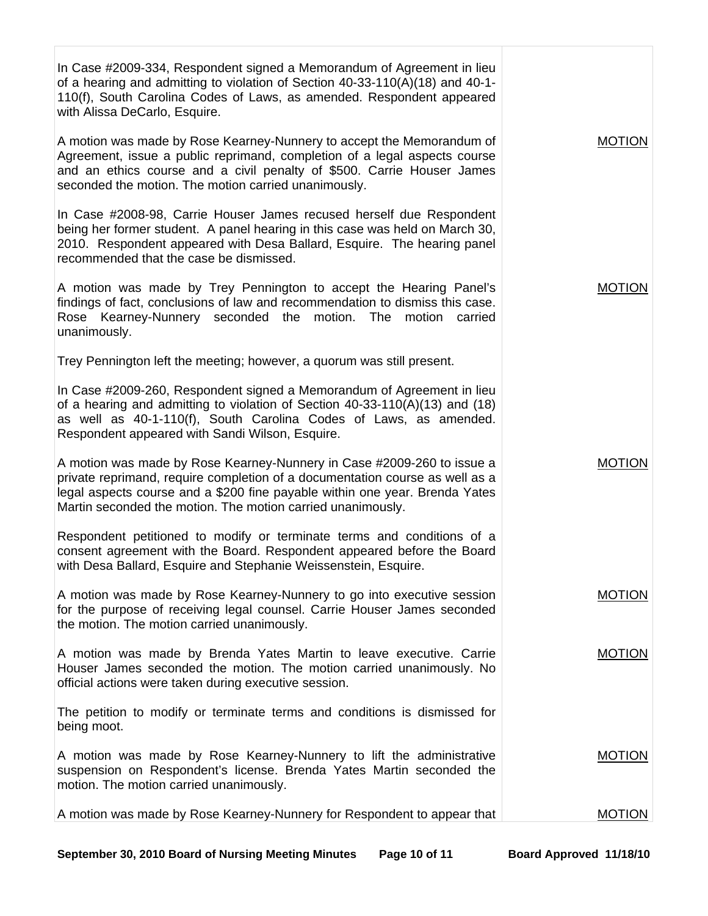| | |
|---|---|
| In Case #2009-334, Respondent signed a Memorandum of Agreement in lieu of a hearing and admitting to violation of Section 40-33-110(A)(18) and 40-1-110(f), South Carolina Codes of Laws, as amended. Respondent appeared with Alissa DeCarlo, Esquire. | |
| A motion was made by Rose Kearney-Nunnery to accept the Memorandum of Agreement, issue a public reprimand, completion of a legal aspects course and an ethics course and a civil penalty of $500. Carrie Houser James seconded the motion. The motion carried unanimously. | MOTION |
| In Case #2008-98, Carrie Houser James recused herself due Respondent being her former student. A panel hearing in this case was held on March 30, 2010. Respondent appeared with Desa Ballard, Esquire. The hearing panel recommended that the case be dismissed. | |
| A motion was made by Trey Pennington to accept the Hearing Panel's findings of fact, conclusions of law and recommendation to dismiss this case. Rose Kearney-Nunnery seconded the motion. The motion carried unanimously. | MOTION |
| Trey Pennington left the meeting; however, a quorum was still present. | |
| In Case #2009-260, Respondent signed a Memorandum of Agreement in lieu of a hearing and admitting to violation of Section 40-33-110(A)(13) and (18) as well as 40-1-110(f), South Carolina Codes of Laws, as amended. Respondent appeared with Sandi Wilson, Esquire. | |
| A motion was made by Rose Kearney-Nunnery in Case #2009-260 to issue a private reprimand, require completion of a documentation course as well as a legal aspects course and a $200 fine payable within one year. Brenda Yates Martin seconded the motion. The motion carried unanimously. | MOTION |
| Respondent petitioned to modify or terminate terms and conditions of a consent agreement with the Board. Respondent appeared before the Board with Desa Ballard, Esquire and Stephanie Weissenstein, Esquire. | |
| A motion was made by Rose Kearney-Nunnery to go into executive session for the purpose of receiving legal counsel. Carrie Houser James seconded the motion. The motion carried unanimously. | MOTION |
| A motion was made by Brenda Yates Martin to leave executive. Carrie Houser James seconded the motion. The motion carried unanimously. No official actions were taken during executive session. | MOTION |
| The petition to modify or terminate terms and conditions is dismissed for being moot. | |
| A motion was made by Rose Kearney-Nunnery to lift the administrative suspension on Respondent's license. Brenda Yates Martin seconded the motion. The motion carried unanimously. | MOTION |
| A motion was made by Rose Kearney-Nunnery for Respondent to appear that | MOTION |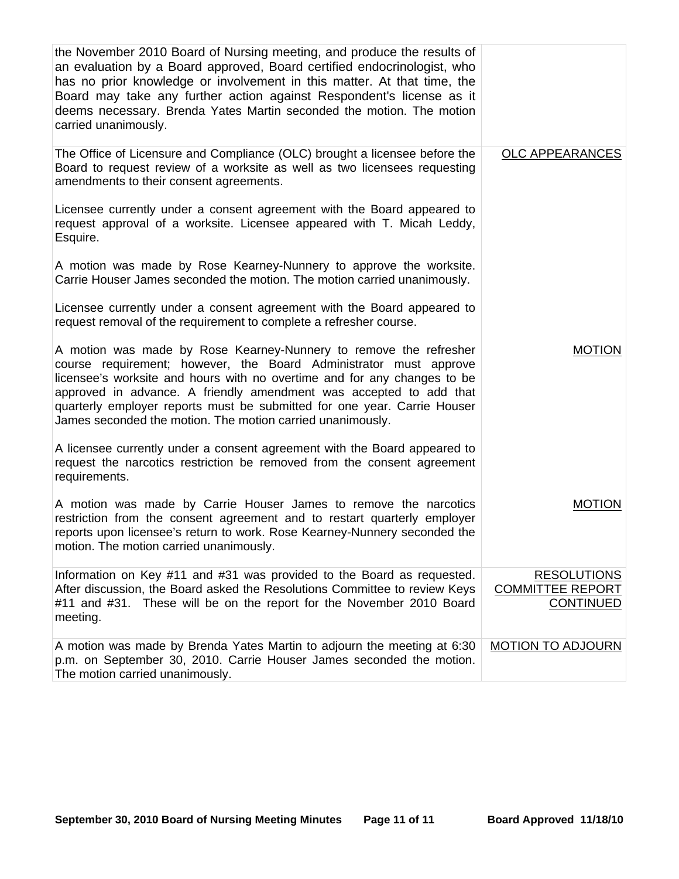| | |
|---|---|
| the November 2010 Board of Nursing meeting, and produce the results of an evaluation by a Board approved, Board certified endocrinologist, who has no prior knowledge or involvement in this matter. At that time, the Board may take any further action against Respondent's license as it deems necessary. Brenda Yates Martin seconded the motion. The motion carried unanimously. | |
| The Office of Licensure and Compliance (OLC) brought a licensee before the Board to request review of a worksite as well as two licensees requesting amendments to their consent agreements.<br><br>Licensee currently under a consent agreement with the Board appeared to request approval of a worksite. Licensee appeared with T. Micah Leddy, Esquire.<br><br>A motion was made by Rose Kearney-Nunnery to approve the worksite. Carrie Houser James seconded the motion. The motion carried unanimously.<br><br>Licensee currently under a consent agreement with the Board appeared to request removal of the requirement to complete a refresher course. | OLC APPEARANCES |
| A motion was made by Rose Kearney-Nunnery to remove the refresher course requirement; however, the Board Administrator must approve licensee's worksite and hours with no overtime and for any changes to be approved in advance. A friendly amendment was accepted to add that quarterly employer reports must be submitted for one year. Carrie Houser James seconded the motion. The motion carried unanimously.<br><br>A licensee currently under a consent agreement with the Board appeared to request the narcotics restriction be removed from the consent agreement requirements. | MOTION |
| A motion was made by Carrie Houser James to remove the narcotics restriction from the consent agreement and to restart quarterly employer reports upon licensee's return to work. Rose Kearney-Nunnery seconded the motion. The motion carried unanimously. | MOTION |
| Information on Key #11 and #31 was provided to the Board as requested. After discussion, the Board asked the Resolutions Committee to review Keys #11 and #31. These will be on the report for the November 2010 Board meeting. | RESOLUTIONS COMMITTEE REPORT CONTINUED |
| A motion was made by Brenda Yates Martin to adjourn the meeting at 6:30 p.m. on September 30, 2010. Carrie Houser James seconded the motion. The motion carried unanimously. | MOTION TO ADJOURN |

September 30, 2010 Board of Nursing Meeting Minutes — Board Approved 11/18/10